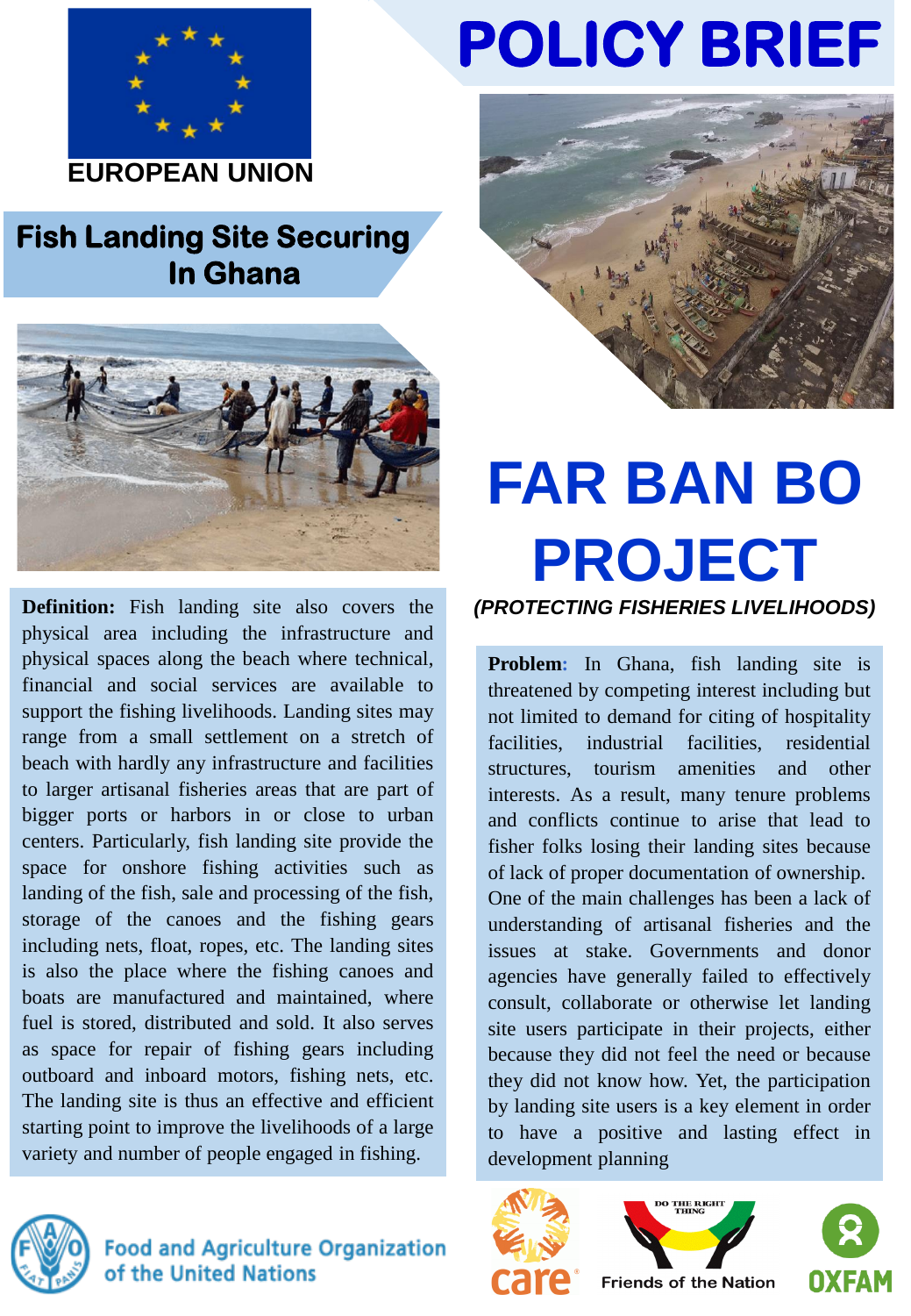EUROPEAN UNION

# POLICY BRIEF

## Fish Landing Site Securing In Ghana

# FAR BAN BO PROJECT

*(PROTECTING FISHERIES LIVELIHOODS)*

**Definition:** Fish landing site also covers the physical area including the infrastructure and physical spaces along the beach where technical, financial and social services are available to support the fishing livelihoods. Landing sites may range from a small settlement on a stretch of beach with hardly any infrastructure and facilities to larger artisanal fisheries areas that are part of bigger ports or harbors in or close to urban centers. Particularly, fish landing site provide the space for onshore fishing activities such as landing of the fish, sale and processing of the fish, storage of the canoes and the fishing gears including nets, float, ropes, etc. The landing sites is also the place where the fishing canoes and boats are manufactured and maintained, where fuel is stored, distributed and sold. It also serves as space for repair of fishing gears including outboard and inboard motors, fishing nets, etc. The landing site is thus an effective and efficient starting point to improve the livelihoods of a large variety and number of people engaged in fishing.

**Problem:** In Ghana, fish landing site is threatened by competing interest including but not limited to demand for citing of hospitality facilities, industrial facilities, residential structures, tourism amenities and other interests. As a result, many tenure problems and conflicts continue to arise that lead to fisher folks losing their landing sites because of lack of proper documentation of ownership. One of the main challenges has been a lack of understanding of artisanal fisheries and the issues at stake. Governments and donor agencies have generally failed to effectively consult, collaborate or otherwise let landing site users participate in their projects, either because they did not feel the need or because they did not know how. Yet, the participation by landing site users is a key element in order to have a positive and lasting effect in development planning

Food and Agriculture Organization of the United Nations

care

DO THE RIGHT THING — Friends of the Nation

OXFAM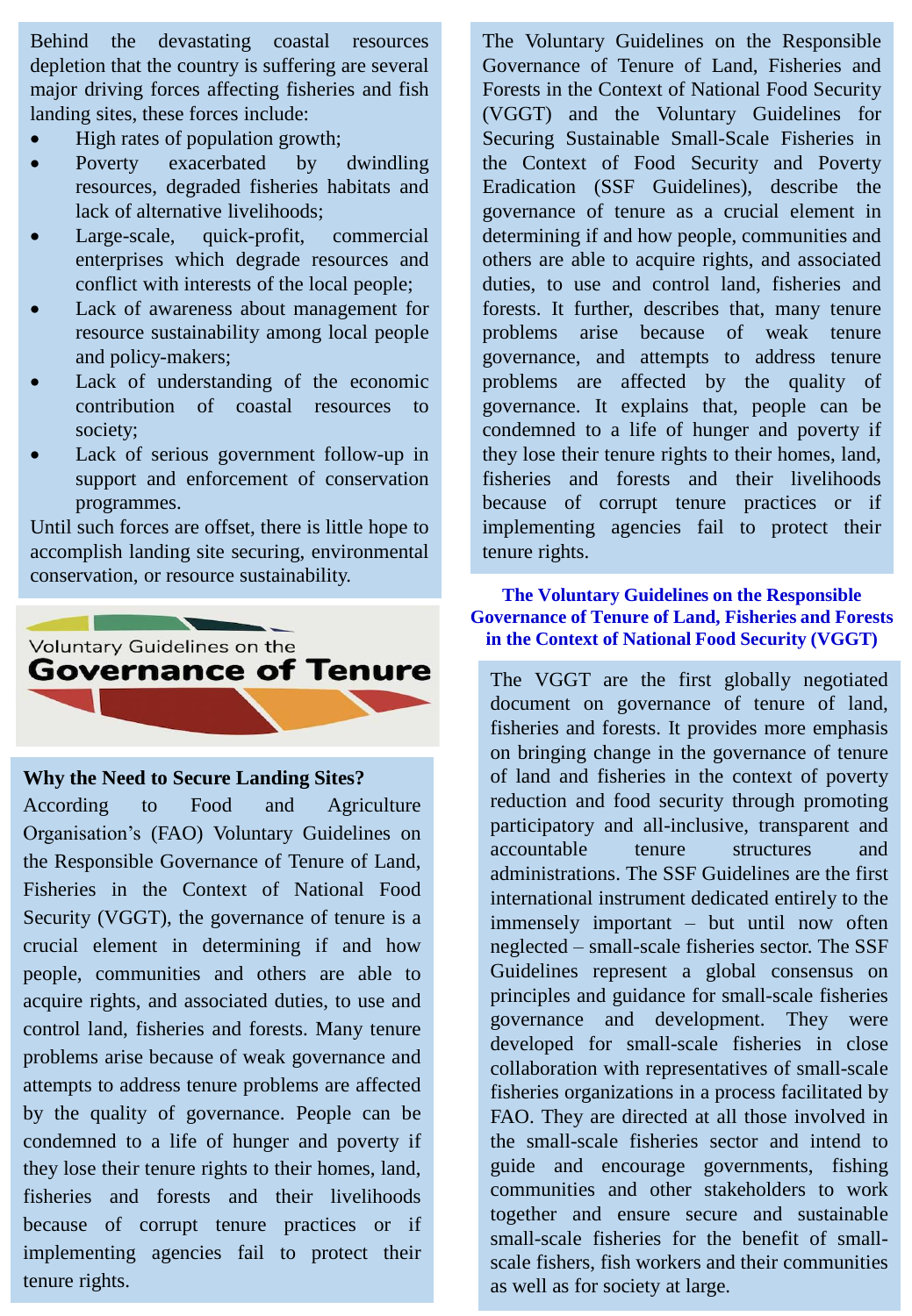Behind the devastating coastal resources depletion that the country is suffering are several major driving forces affecting fisheries and fish landing sites, these forces include:

- High rates of population growth;
- Poverty exacerbated by dwindling resources, degraded fisheries habitats and lack of alternative livelihoods;
- Large-scale, quick-profit, commercial enterprises which degrade resources and conflict with interests of the local people;
- Lack of awareness about management for resource sustainability among local people and policy-makers;
- Lack of understanding of the economic contribution of coastal resources to society;
- Lack of serious government follow-up in support and enforcement of conservation programmes.

Until such forces are offset, there is little hope to accomplish landing site securing, environmental conservation, or resource sustainability.

Voluntary Guidelines on the **Governance of Tenure**

**Why the Need to Secure Landing Sites?**

According to Food and Agriculture Organisation's (FAO) Voluntary Guidelines on the Responsible Governance of Tenure of Land, Fisheries in the Context of National Food Security (VGGT), the governance of tenure is a crucial element in determining if and how people, communities and others are able to acquire rights, and associated duties, to use and control land, fisheries and forests. Many tenure problems arise because of weak governance and attempts to address tenure problems are affected by the quality of governance. People can be condemned to a life of hunger and poverty if they lose their tenure rights to their homes, land, fisheries and forests and their livelihoods because of corrupt tenure practices or if implementing agencies fail to protect their tenure rights.

The Voluntary Guidelines on the Responsible Governance of Tenure of Land, Fisheries and Forests in the Context of National Food Security (VGGT) and the Voluntary Guidelines for Securing Sustainable Small-Scale Fisheries in the Context of Food Security and Poverty Eradication (SSF Guidelines), describe the governance of tenure as a crucial element in determining if and how people, communities and others are able to acquire rights, and associated duties, to use and control land, fisheries and forests. It further, describes that, many tenure problems arise because of weak tenure governance, and attempts to address tenure problems are affected by the quality of governance. It explains that, people can be condemned to a life of hunger and poverty if they lose their tenure rights to their homes, land, fisheries and forests and their livelihoods because of corrupt tenure practices or if implementing agencies fail to protect their tenure rights.

**The Voluntary Guidelines on the Responsible Governance of Tenure of Land, Fisheries and Forests in the Context of National Food Security (VGGT)**

The VGGT are the first globally negotiated document on governance of tenure of land, fisheries and forests. It provides more emphasis on bringing change in the governance of tenure of land and fisheries in the context of poverty reduction and food security through promoting participatory and all-inclusive, transparent and accountable tenure structures and administrations. The SSF Guidelines are the first international instrument dedicated entirely to the immensely important – but until now often neglected – small-scale fisheries sector. The SSF Guidelines represent a global consensus on principles and guidance for small-scale fisheries governance and development. They were developed for small-scale fisheries in close collaboration with representatives of small-scale fisheries organizations in a process facilitated by FAO. They are directed at all those involved in the small-scale fisheries sector and intend to guide and encourage governments, fishing communities and other stakeholders to work together and ensure secure and sustainable small-scale fisheries for the benefit of small-scale fishers, fish workers and their communities as well as for society at large.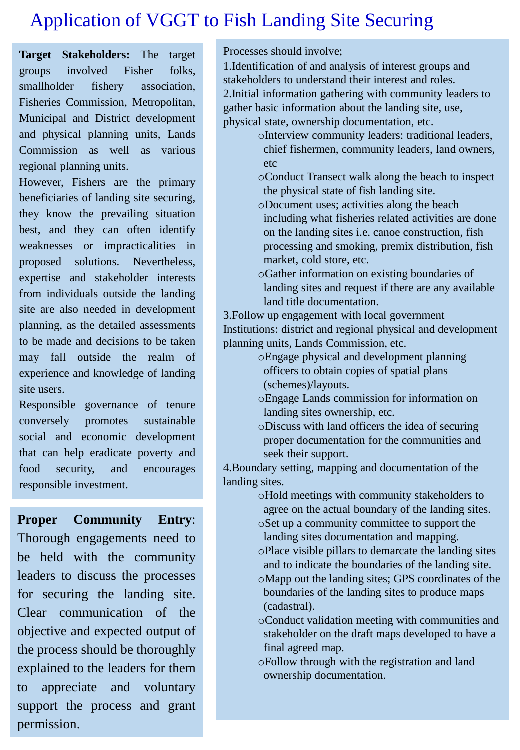# Application of VGGT to Fish Landing Site Securing

**Target Stakeholders:** The target groups involved Fisher folks, smallholder fishery association, Fisheries Commission, Metropolitan, Municipal and District development and physical planning units, Lands Commission as well as various regional planning units.

However, Fishers are the primary beneficiaries of landing site securing, they know the prevailing situation best, and they can often identify weaknesses or impracticalities in proposed solutions. Nevertheless, expertise and stakeholder interests from individuals outside the landing site are also needed in development planning, as the detailed assessments to be made and decisions to be taken may fall outside the realm of experience and knowledge of landing site users.

Responsible governance of tenure conversely promotes sustainable social and economic development that can help eradicate poverty and food security, and encourages responsible investment.

**Proper Community Entry**: Thorough engagements need to be held with the community leaders to discuss the processes for securing the landing site. Clear communication of the objective and expected output of the process should be thoroughly explained to the leaders for them to appreciate and voluntary support the process and grant permission.

Processes should involve;

1. Identification of and analysis of interest groups and stakeholders to understand their interest and roles.
2. Initial information gathering with community leaders to gather basic information about the landing site, use, physical state, ownership documentation, etc.
   - Interview community leaders: traditional leaders, chief fishermen, community leaders, land owners, etc
   - Conduct Transect walk along the beach to inspect the physical state of fish landing site.
   - Document uses; activities along the beach including what fisheries related activities are done on the landing sites i.e. canoe construction, fish processing and smoking, premix distribution, fish market, cold store, etc.
   - Gather information on existing boundaries of landing sites and request if there are any available land title documentation.
3. Follow up engagement with local government Institutions: district and regional physical and development planning units, Lands Commission, etc.
   - Engage physical and development planning officers to obtain copies of spatial plans (schemes)/layouts.
   - Engage Lands commission for information on landing sites ownership, etc.
   - Discuss with land officers the idea of securing proper documentation for the communities and seek their support.
4. Boundary setting, mapping and documentation of the landing sites.
   - Hold meetings with community stakeholders to agree on the actual boundary of the landing sites.
   - Set up a community committee to support the landing sites documentation and mapping.
   - Place visible pillars to demarcate the landing sites and to indicate the boundaries of the landing site.
   - Mapp out the landing sites; GPS coordinates of the boundaries of the landing sites to produce maps (cadastral).
   - Conduct validation meeting with communities and stakeholder on the draft maps developed to have a final agreed map.
   - Follow through with the registration and land ownership documentation.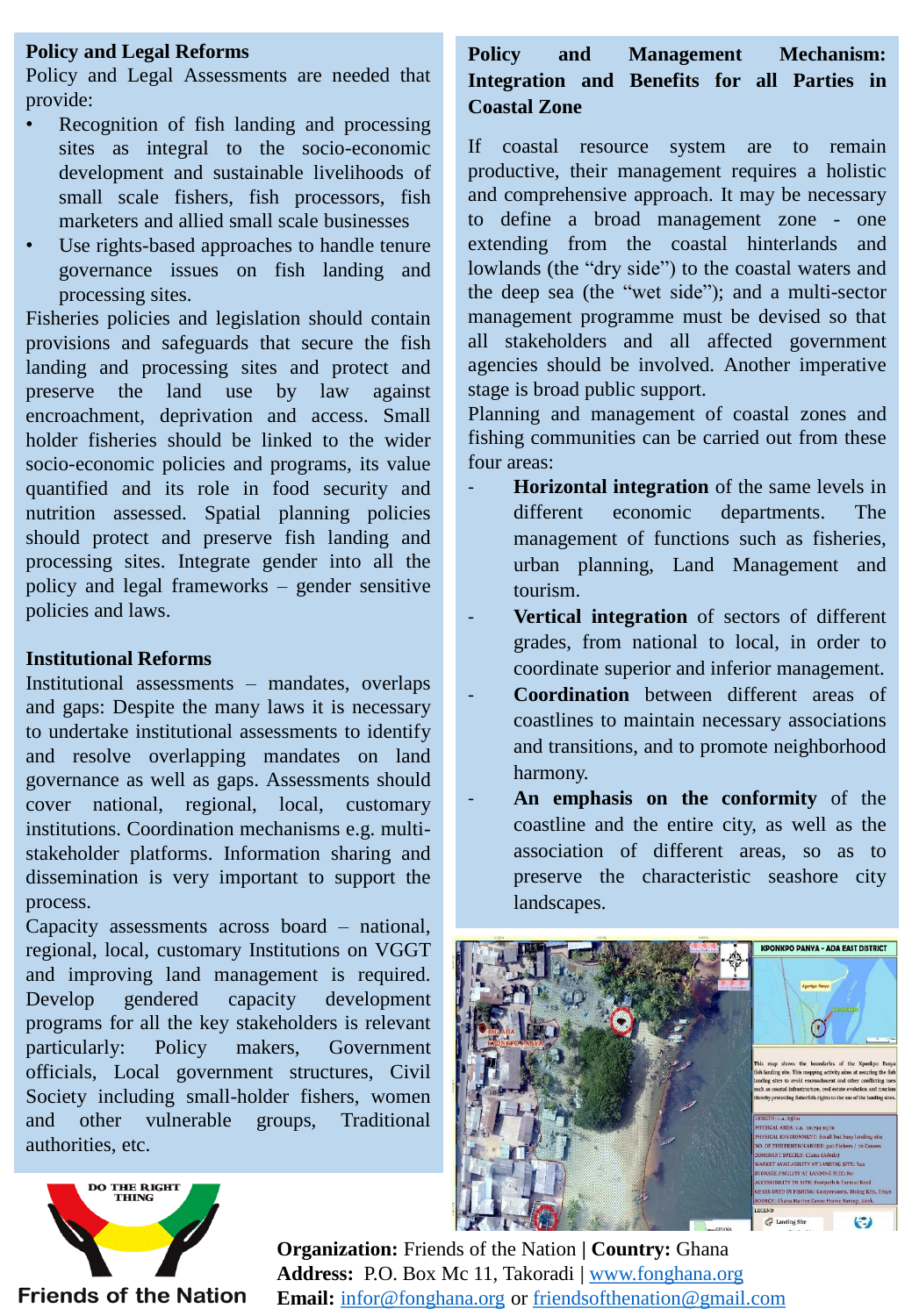## Policy and Legal Reforms

Policy and Legal Assessments are needed that provide:

- Recognition of fish landing and processing sites as integral to the socio-economic development and sustainable livelihoods of small scale fishers, fish processors, fish marketers and allied small scale businesses
- Use rights-based approaches to handle tenure governance issues on fish landing and processing sites.

Fisheries policies and legislation should contain provisions and safeguards that secure the fish landing and processing sites and protect and preserve the land use by law against encroachment, deprivation and access. Small holder fisheries should be linked to the wider socio-economic policies and programs, its value quantified and its role in food security and nutrition assessed. Spatial planning policies should protect and preserve fish landing and processing sites. Integrate gender into all the policy and legal frameworks – gender sensitive policies and laws.

## Institutional Reforms

Institutional assessments – mandates, overlaps and gaps: Despite the many laws it is necessary to undertake institutional assessments to identify and resolve overlapping mandates on land governance as well as gaps. Assessments should cover national, regional, local, customary institutions. Coordination mechanisms e.g. multi-stakeholder platforms. Information sharing and dissemination is very important to support the process.

Capacity assessments across board – national, regional, local, customary Institutions on VGGT and improving land management is required. Develop gendered capacity development programs for all the key stakeholders is relevant particularly: Policy makers, Government officials, Local government structures, Civil Society including small-holder fishers, women and other vulnerable groups, Traditional authorities, etc.

## Policy and Management Mechanism: Integration and Benefits for all Parties in Coastal Zone

If coastal resource system are to remain productive, their management requires a holistic and comprehensive approach. It may be necessary to define a broad management zone - one extending from the coastal hinterlands and lowlands (the "dry side") to the coastal waters and the deep sea (the "wet side"); and a multi-sector management programme must be devised so that all stakeholders and all affected government agencies should be involved. Another imperative stage is broad public support.

Planning and management of coastal zones and fishing communities can be carried out from these four areas:

- **Horizontal integration** of the same levels in different economic departments. The management of functions such as fisheries, urban planning, Land Management and tourism.
- **Vertical integration** of sectors of different grades, from national to local, in order to coordinate superior and inferior management.
- **Coordination** between different areas of coastlines to maintain necessary associations and transitions, and to promote neighborhood harmony.
- **An emphasis on the conformity** of the coastline and the entire city, as well as the association of different areas, so as to preserve the characteristic seashore city landscapes.

DO THE RIGHT THING

Friends of the Nation

**Organization:** Friends of the Nation | **Country:** Ghana
**Address:** P.O. Box Mc 11, Takoradi | www.fonghana.org
**Email:** infor@fonghana.org or friendsofthenation@gmail.com